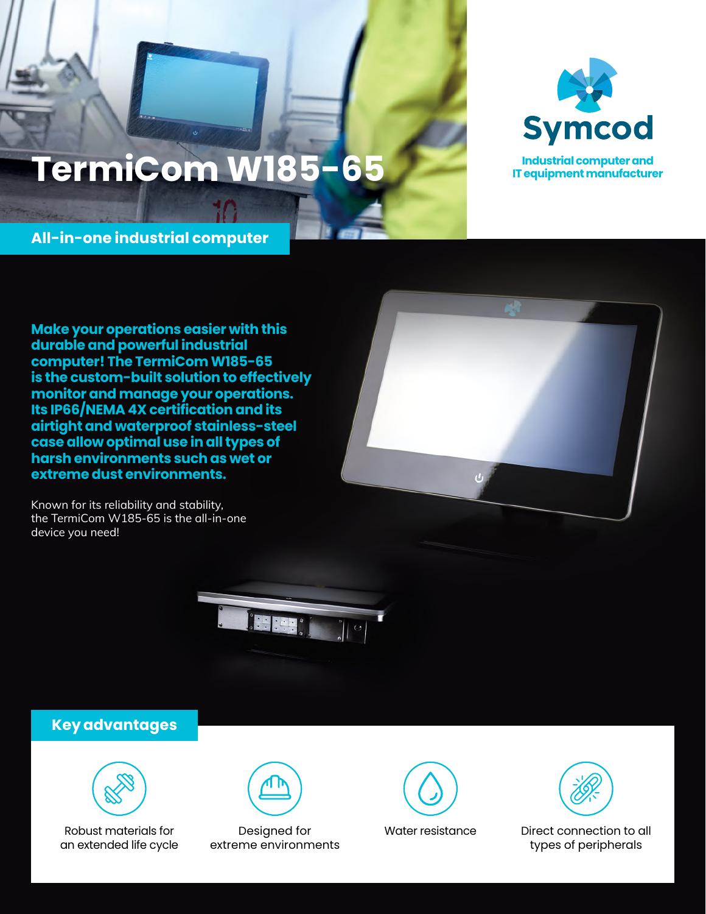# TermiCom W185-65

**Symcod**

**Industrial computer and IT equipment manufacturer**

## All-in-one industrial computer

**Make your operations easier with this durable and powerful industrial computer! The TermiCom W185-65 is the custom-built solution to effectively monitor and manage your operations. Its IP66/NEMA 4X certification and its airtight and waterproof stainless-steel case allow optimal use in all types of harsh environments such as wet or extreme dust environments.**

Known for its reliability and stability, the TermiCom W185-65 is the all-in-one device you need!

## Key advantages

- Robust materials for an extended life cycle
- Designed for extreme environments
- Water resistance
- Direct connection to all types of peripherals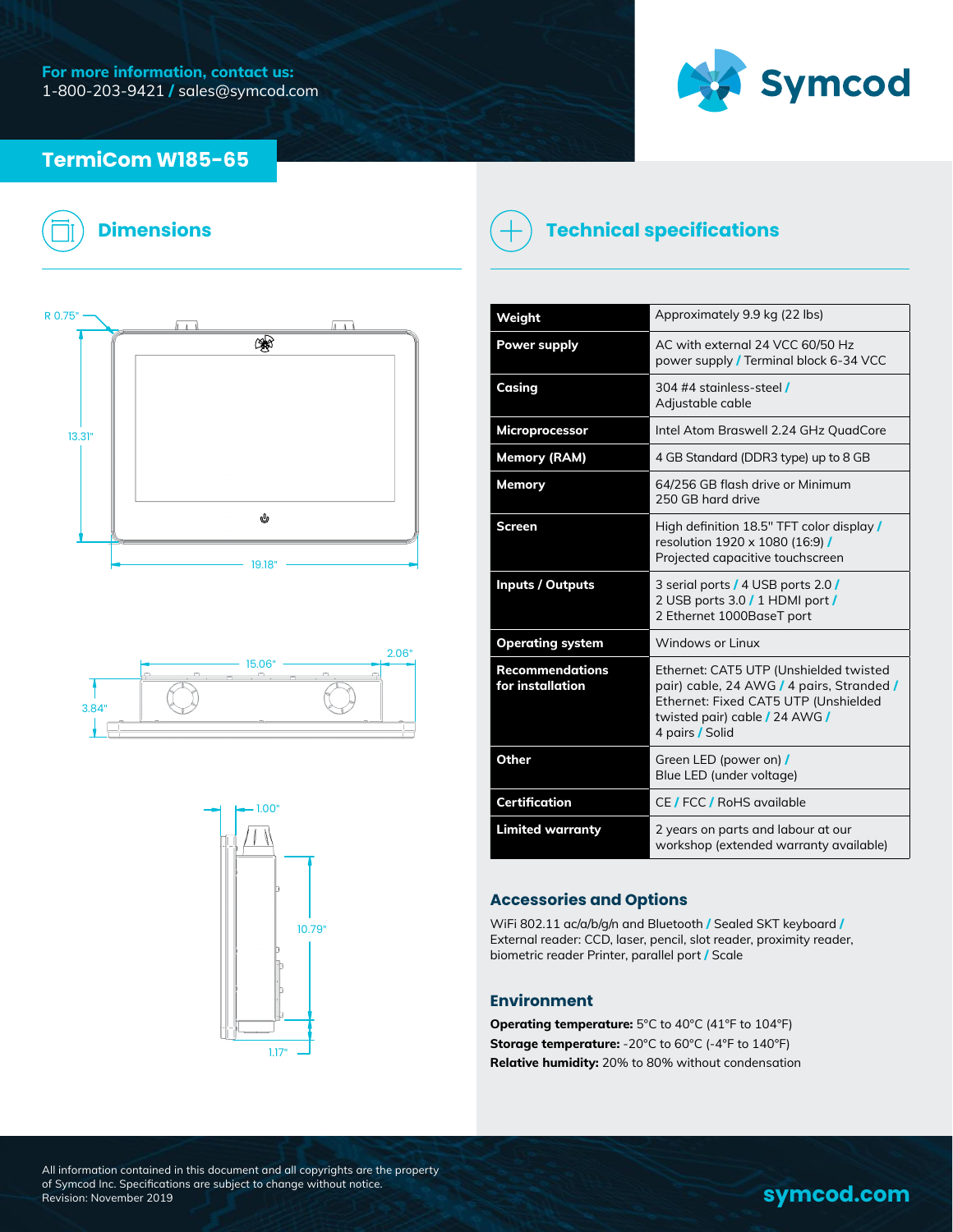**For more information, contact us:**
1-800-203-9421 / sales@symcod.com

Symcod

# TermiCom W185-65

## Dimensions

R 0.75"
13.31"
19.18"
15.06"
2.06"
3.84"
1.00"
10.79"
1.17"

## Technical specifications

| | |
|---|---|
| **Weight** | Approximately 9.9 kg (22 lbs) |
| **Power supply** | AC with external 24 VCC 60/50 Hz power supply / Terminal block 6-34 VCC |
| **Casing** | 304 #4 stainless-steel / Adjustable cable |
| **Microprocessor** | Intel Atom Braswell 2.24 GHz QuadCore |
| **Memory (RAM)** | 4 GB Standard (DDR3 type) up to 8 GB |
| **Memory** | 64/256 GB flash drive or Minimum 250 GB hard drive |
| **Screen** | High definition 18.5" TFT color display / resolution 1920 x 1080 (16:9) / Projected capacitive touchscreen |
| **Inputs / Outputs** | 3 serial ports / 4 USB ports 2.0 / 2 USB ports 3.0 / 1 HDMI port / 2 Ethernet 1000BaseT port |
| **Operating system** | Windows or Linux |
| **Recommendations for installation** | Ethernet: CAT5 UTP (Unshielded twisted pair) cable, 24 AWG / 4 pairs, Stranded / Ethernet: Fixed CAT5 UTP (Unshielded twisted pair) cable / 24 AWG / 4 pairs / Solid |
| **Other** | Green LED (power on) / Blue LED (under voltage) |
| **Certification** | CE / FCC / RoHS available |
| **Limited warranty** | 2 years on parts and labour at our workshop (extended warranty available) |

### Accessories and Options

WiFi 802.11 ac/a/b/g/n and Bluetooth / Sealed SKT keyboard / External reader: CCD, laser, pencil, slot reader, proximity reader, biometric reader Printer, parallel port / Scale

### Environment

**Operating temperature:** 5°C to 40°C (41°F to 104°F)
**Storage temperature:** -20°C to 60°C (-4°F to 140°F)
**Relative humidity:** 20% to 80% without condensation

All information contained in this document and all copyrights are the property of Symcod Inc. Specifications are subject to change without notice.
Revision: November 2019

symcod.com